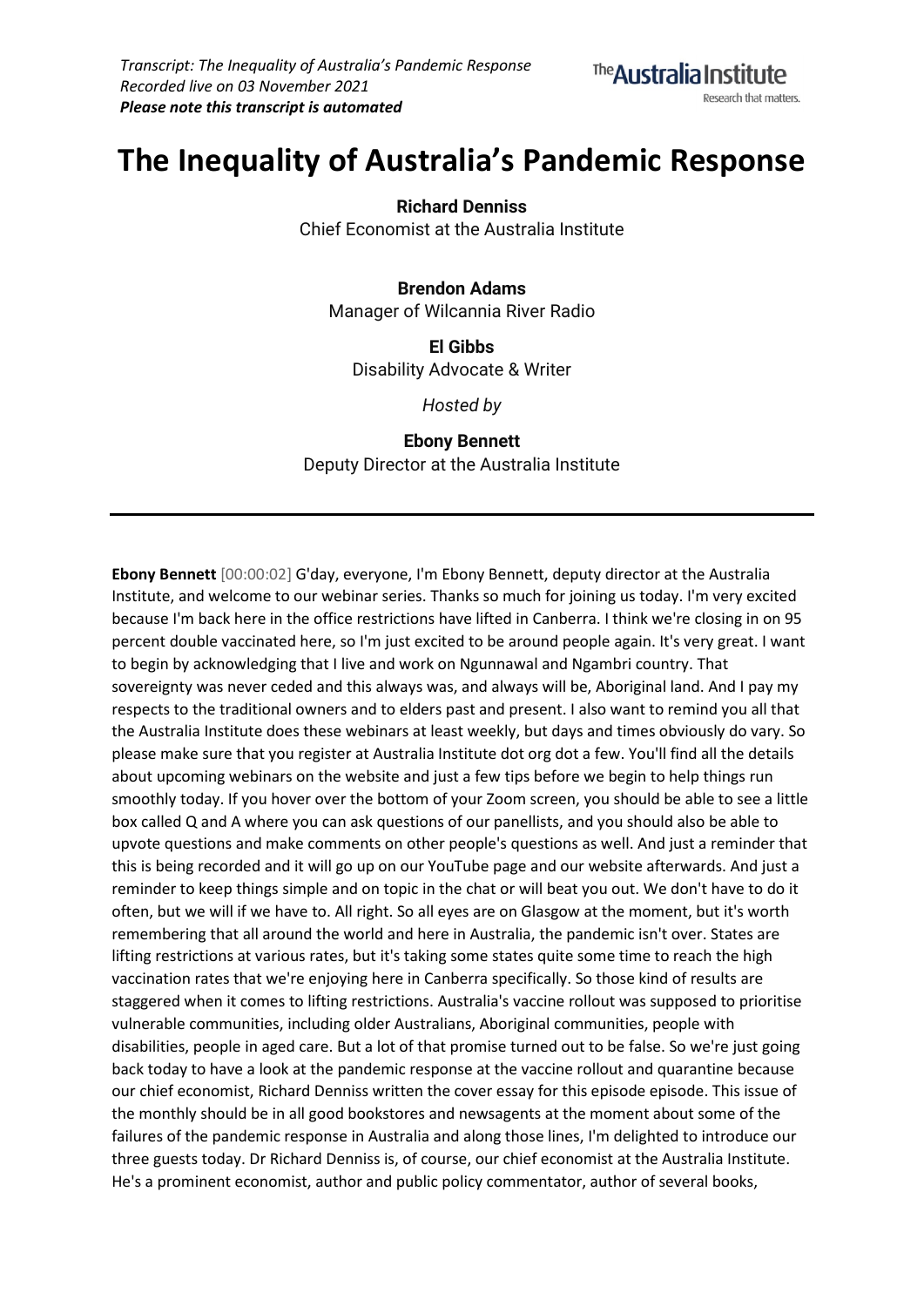*Transcript: The Inequality of Australia's Pandemic Response*
*Recorded live on 03 November 2021*
***Please note this transcript is automated***

# The Inequality of Australia's Pandemic Response

**Richard Denniss**
Chief Economist at the Australia Institute

**Brendon Adams**
Manager of Wilcannia River Radio

**El Gibbs**
Disability Advocate & Writer

*Hosted by*

**Ebony Bennett**
Deputy Director at the Australia Institute

---

**Ebony Bennett** [00:00:02] G'day, everyone, I'm Ebony Bennett, deputy director at the Australia Institute, and welcome to our webinar series. Thanks so much for joining us today. I'm very excited because I'm back here in the office restrictions have lifted in Canberra. I think we're closing in on 95 percent double vaccinated here, so I'm just excited to be around people again. It's very great. I want to begin by acknowledging that I live and work on Ngunnawal and Ngambri country. That sovereignty was never ceded and this always was, and always will be, Aboriginal land. And I pay my respects to the traditional owners and to elders past and present. I also want to remind you all that the Australia Institute does these webinars at least weekly, but days and times obviously do vary. So please make sure that you register at Australia Institute dot org dot a few. You'll find all the details about upcoming webinars on the website and just a few tips before we begin to help things run smoothly today. If you hover over the bottom of your Zoom screen, you should be able to see a little box called Q and A where you can ask questions of our panellists, and you should also be able to upvote questions and make comments on other people's questions as well. And just a reminder that this is being recorded and it will go up on our YouTube page and our website afterwards. And just a reminder to keep things simple and on topic in the chat or will beat you out. We don't have to do it often, but we will if we have to. All right. So all eyes are on Glasgow at the moment, but it's worth remembering that all around the world and here in Australia, the pandemic isn't over. States are lifting restrictions at various rates, but it's taking some states quite some time to reach the high vaccination rates that we're enjoying here in Canberra specifically. So those kind of results are staggered when it comes to lifting restrictions. Australia's vaccine rollout was supposed to prioritise vulnerable communities, including older Australians, Aboriginal communities, people with disabilities, people in aged care. But a lot of that promise turned out to be false. So we're just going back today to have a look at the pandemic response at the vaccine rollout and quarantine because our chief economist, Richard Denniss written the cover essay for this episode episode. This issue of the monthly should be in all good bookstores and newsagents at the moment about some of the failures of the pandemic response in Australia and along those lines, I'm delighted to introduce our three guests today. Dr Richard Denniss is, of course, our chief economist at the Australia Institute. He's a prominent economist, author and public policy commentator, author of several books,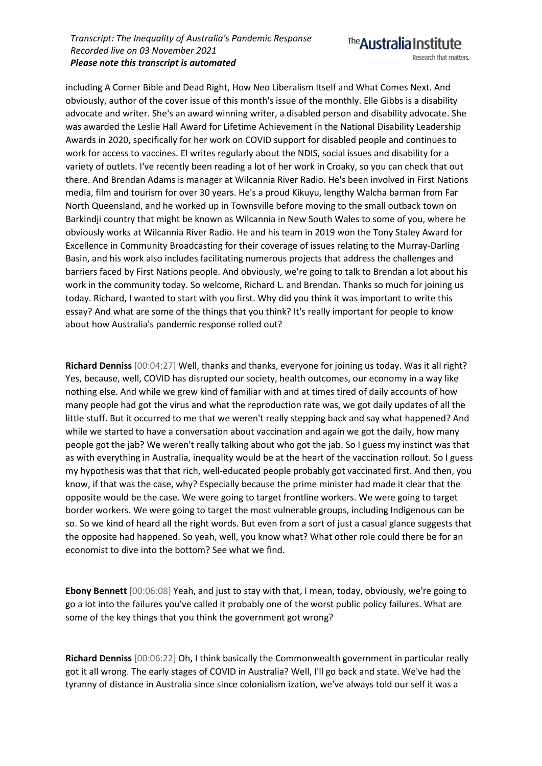including A Corner Bible and Dead Right, How Neo Liberalism Itself and What Comes Next. And obviously, author of the cover issue of this month's issue of the monthly. Elle Gibbs is a disability advocate and writer. She's an award winning writer, a disabled person and disability advocate. She was awarded the Leslie Hall Award for Lifetime Achievement in the National Disability Leadership Awards in 2020, specifically for her work on COVID support for disabled people and continues to work for access to vaccines. El writes regularly about the NDIS, social issues and disability for a variety of outlets. I've recently been reading a lot of her work in Croaky, so you can check that out there. And Brendan Adams is manager at Wilcannia River Radio. He's been involved in First Nations media, film and tourism for over 30 years. He's a proud Kikuyu, lengthy Walcha barman from Far North Queensland, and he worked up in Townsville before moving to the small outback town on Barkindji country that might be known as Wilcannia in New South Wales to some of you, where he obviously works at Wilcannia River Radio. He and his team in 2019 won the Tony Staley Award for Excellence in Community Broadcasting for their coverage of issues relating to the Murray-Darling Basin, and his work also includes facilitating numerous projects that address the challenges and barriers faced by First Nations people. And obviously, we're going to talk to Brendan a lot about his work in the community today. So welcome, Richard L. and Brendan. Thanks so much for joining us today. Richard, I wanted to start with you first. Why did you think it was important to write this essay? And what are some of the things that you think? It's really important for people to know about how Australia's pandemic response rolled out?

**Richard Denniss** [00:04:27] Well, thanks and thanks, everyone for joining us today. Was it all right? Yes, because, well, COVID has disrupted our society, health outcomes, our economy in a way like nothing else. And while we grew kind of familiar with and at times tired of daily accounts of how many people had got the virus and what the reproduction rate was, we got daily updates of all the little stuff. But it occurred to me that we weren't really stepping back and say what happened? And while we started to have a conversation about vaccination and again we got the daily, how many people got the jab? We weren't really talking about who got the jab. So I guess my instinct was that as with everything in Australia, inequality would be at the heart of the vaccination rollout. So I guess my hypothesis was that that rich, well-educated people probably got vaccinated first. And then, you know, if that was the case, why? Especially because the prime minister had made it clear that the opposite would be the case. We were going to target frontline workers. We were going to target border workers. We were going to target the most vulnerable groups, including Indigenous can be so. So we kind of heard all the right words. But even from a sort of just a casual glance suggests that the opposite had happened. So yeah, well, you know what? What other role could there be for an economist to dive into the bottom? See what we find.

**Ebony Bennett** [00:06:08] Yeah, and just to stay with that, I mean, today, obviously, we're going to go a lot into the failures you've called it probably one of the worst public policy failures. What are some of the key things that you think the government got wrong?

**Richard Denniss** [00:06:22] Oh, I think basically the Commonwealth government in particular really got it all wrong. The early stages of COVID in Australia? Well, I'll go back and state. We've had the tyranny of distance in Australia since since colonialism ization, we've always told our self it was a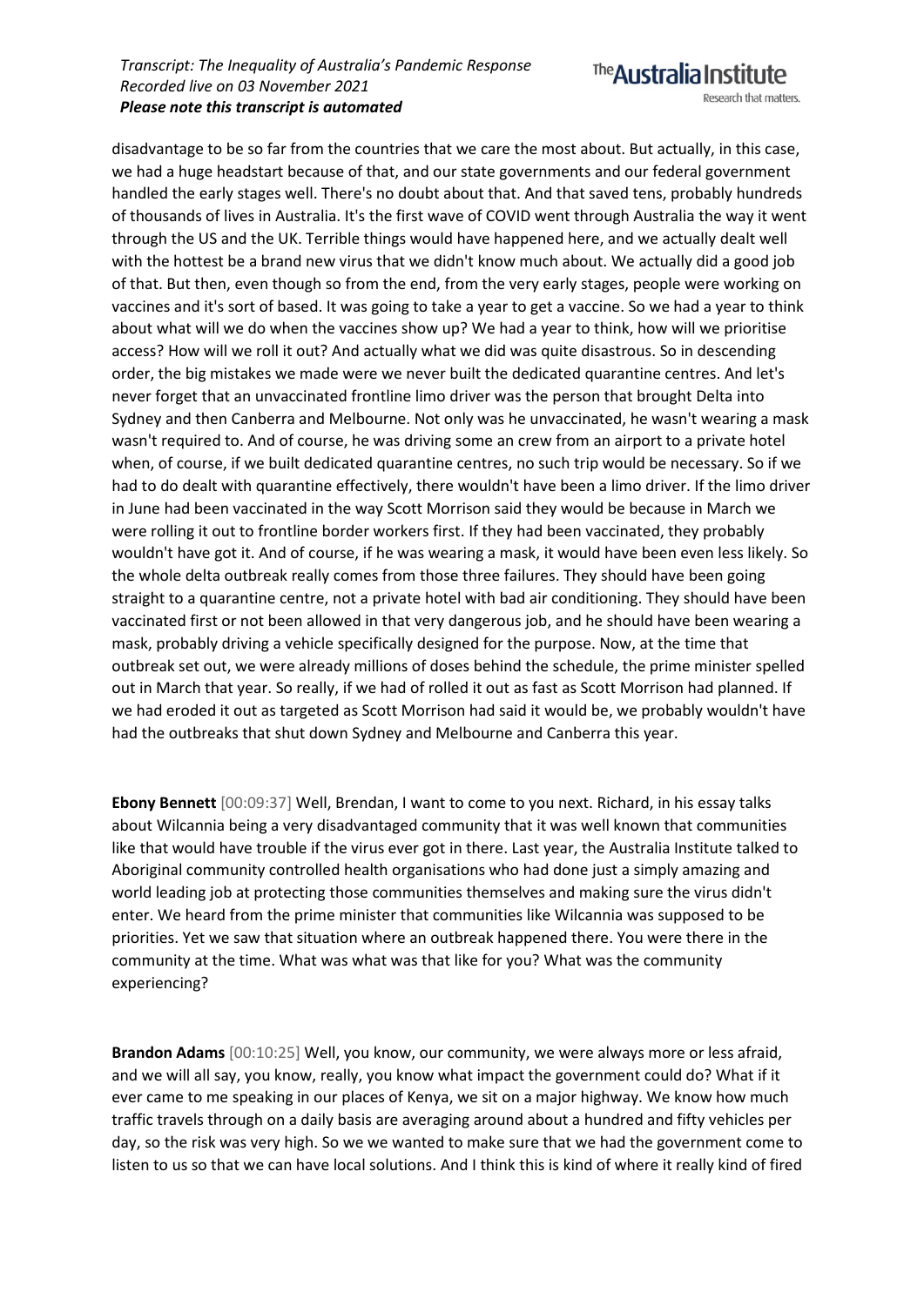disadvantage to be so far from the countries that we care the most about. But actually, in this case, we had a huge headstart because of that, and our state governments and our federal government handled the early stages well. There's no doubt about that. And that saved tens, probably hundreds of thousands of lives in Australia. It's the first wave of COVID went through Australia the way it went through the US and the UK. Terrible things would have happened here, and we actually dealt well with the hottest be a brand new virus that we didn't know much about. We actually did a good job of that. But then, even though so from the end, from the very early stages, people were working on vaccines and it's sort of based. It was going to take a year to get a vaccine. So we had a year to think about what will we do when the vaccines show up? We had a year to think, how will we prioritise access? How will we roll it out? And actually what we did was quite disastrous. So in descending order, the big mistakes we made were we never built the dedicated quarantine centres. And let's never forget that an unvaccinated frontline limo driver was the person that brought Delta into Sydney and then Canberra and Melbourne. Not only was he unvaccinated, he wasn't wearing a mask wasn't required to. And of course, he was driving some an crew from an airport to a private hotel when, of course, if we built dedicated quarantine centres, no such trip would be necessary. So if we had to do dealt with quarantine effectively, there wouldn't have been a limo driver. If the limo driver in June had been vaccinated in the way Scott Morrison said they would be because in March we were rolling it out to frontline border workers first. If they had been vaccinated, they probably wouldn't have got it. And of course, if he was wearing a mask, it would have been even less likely. So the whole delta outbreak really comes from those three failures. They should have been going straight to a quarantine centre, not a private hotel with bad air conditioning. They should have been vaccinated first or not been allowed in that very dangerous job, and he should have been wearing a mask, probably driving a vehicle specifically designed for the purpose. Now, at the time that outbreak set out, we were already millions of doses behind the schedule, the prime minister spelled out in March that year. So really, if we had of rolled it out as fast as Scott Morrison had planned. If we had eroded it out as targeted as Scott Morrison had said it would be, we probably wouldn't have had the outbreaks that shut down Sydney and Melbourne and Canberra this year.

**Ebony Bennett** [00:09:37] Well, Brendan, I want to come to you next. Richard, in his essay talks about Wilcannia being a very disadvantaged community that it was well known that communities like that would have trouble if the virus ever got in there. Last year, the Australia Institute talked to Aboriginal community controlled health organisations who had done just a simply amazing and world leading job at protecting those communities themselves and making sure the virus didn't enter. We heard from the prime minister that communities like Wilcannia was supposed to be priorities. Yet we saw that situation where an outbreak happened there. You were there in the community at the time. What was what was that like for you? What was the community experiencing?

**Brandon Adams** [00:10:25] Well, you know, our community, we were always more or less afraid, and we will all say, you know, really, you know what impact the government could do? What if it ever came to me speaking in our places of Kenya, we sit on a major highway. We know how much traffic travels through on a daily basis are averaging around about a hundred and fifty vehicles per day, so the risk was very high. So we we wanted to make sure that we had the government come to listen to us so that we can have local solutions. And I think this is kind of where it really kind of fired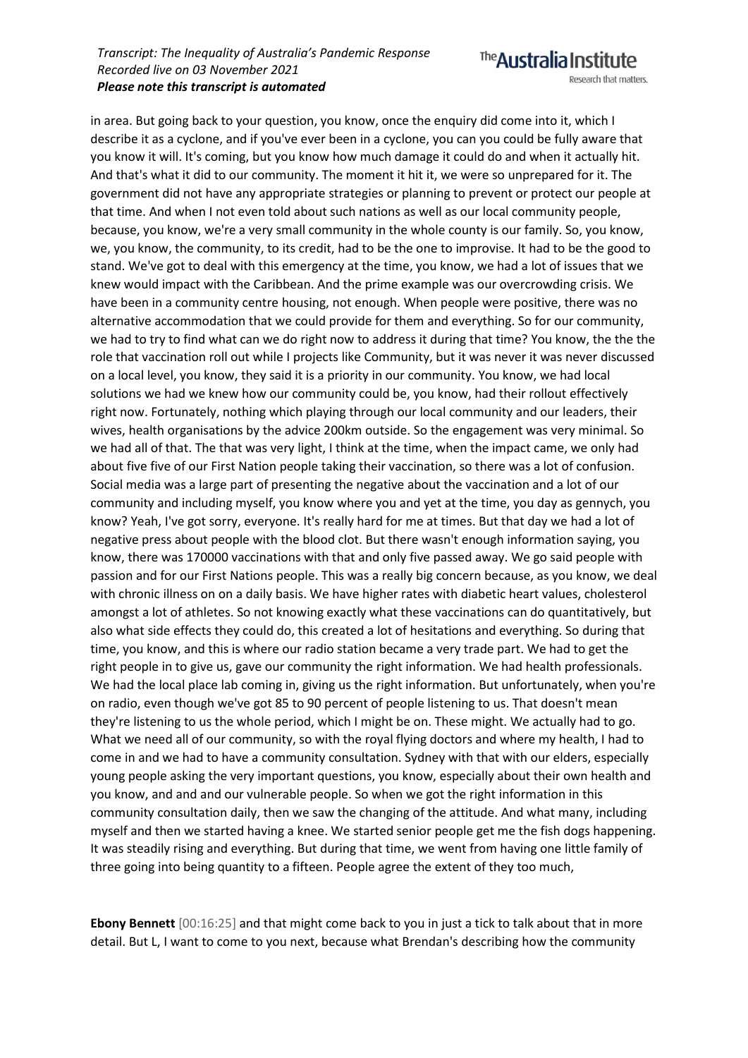in area. But going back to your question, you know, once the enquiry did come into it, which I describe it as a cyclone, and if you've ever been in a cyclone, you can you could be fully aware that you know it will. It's coming, but you know how much damage it could do and when it actually hit. And that's what it did to our community. The moment it hit it, we were so unprepared for it. The government did not have any appropriate strategies or planning to prevent or protect our people at that time. And when I not even told about such nations as well as our local community people, because, you know, we're a very small community in the whole county is our family. So, you know, we, you know, the community, to its credit, had to be the one to improvise. It had to be the good to stand. We've got to deal with this emergency at the time, you know, we had a lot of issues that we knew would impact with the Caribbean. And the prime example was our overcrowding crisis. We have been in a community centre housing, not enough. When people were positive, there was no alternative accommodation that we could provide for them and everything. So for our community, we had to try to find what can we do right now to address it during that time? You know, the the the role that vaccination roll out while I projects like Community, but it was never it was never discussed on a local level, you know, they said it is a priority in our community. You know, we had local solutions we had we knew how our community could be, you know, had their rollout effectively right now. Fortunately, nothing which playing through our local community and our leaders, their wives, health organisations by the advice 200km outside. So the engagement was very minimal. So we had all of that. The that was very light, I think at the time, when the impact came, we only had about five five of our First Nation people taking their vaccination, so there was a lot of confusion. Social media was a large part of presenting the negative about the vaccination and a lot of our community and including myself, you know where you and yet at the time, you day as gennych, you know? Yeah, I've got sorry, everyone. It's really hard for me at times. But that day we had a lot of negative press about people with the blood clot. But there wasn't enough information saying, you know, there was 170000 vaccinations with that and only five passed away. We go said people with passion and for our First Nations people. This was a really big concern because, as you know, we deal with chronic illness on on a daily basis. We have higher rates with diabetic heart values, cholesterol amongst a lot of athletes. So not knowing exactly what these vaccinations can do quantitatively, but also what side effects they could do, this created a lot of hesitations and everything. So during that time, you know, and this is where our radio station became a very trade part. We had to get the right people in to give us, gave our community the right information. We had health professionals. We had the local place lab coming in, giving us the right information. But unfortunately, when you're on radio, even though we've got 85 to 90 percent of people listening to us. That doesn't mean they're listening to us the whole period, which I might be on. These might. We actually had to go. What we need all of our community, so with the royal flying doctors and where my health, I had to come in and we had to have a community consultation. Sydney with that with our elders, especially young people asking the very important questions, you know, especially about their own health and you know, and and and our vulnerable people. So when we got the right information in this community consultation daily, then we saw the changing of the attitude. And what many, including myself and then we started having a knee. We started senior people get me the fish dogs happening. It was steadily rising and everything. But during that time, we went from having one little family of three going into being quantity to a fifteen. People agree the extent of they too much,

**Ebony Bennett** [00:16:25] and that might come back to you in just a tick to talk about that in more detail. But L, I want to come to you next, because what Brendan's describing how the community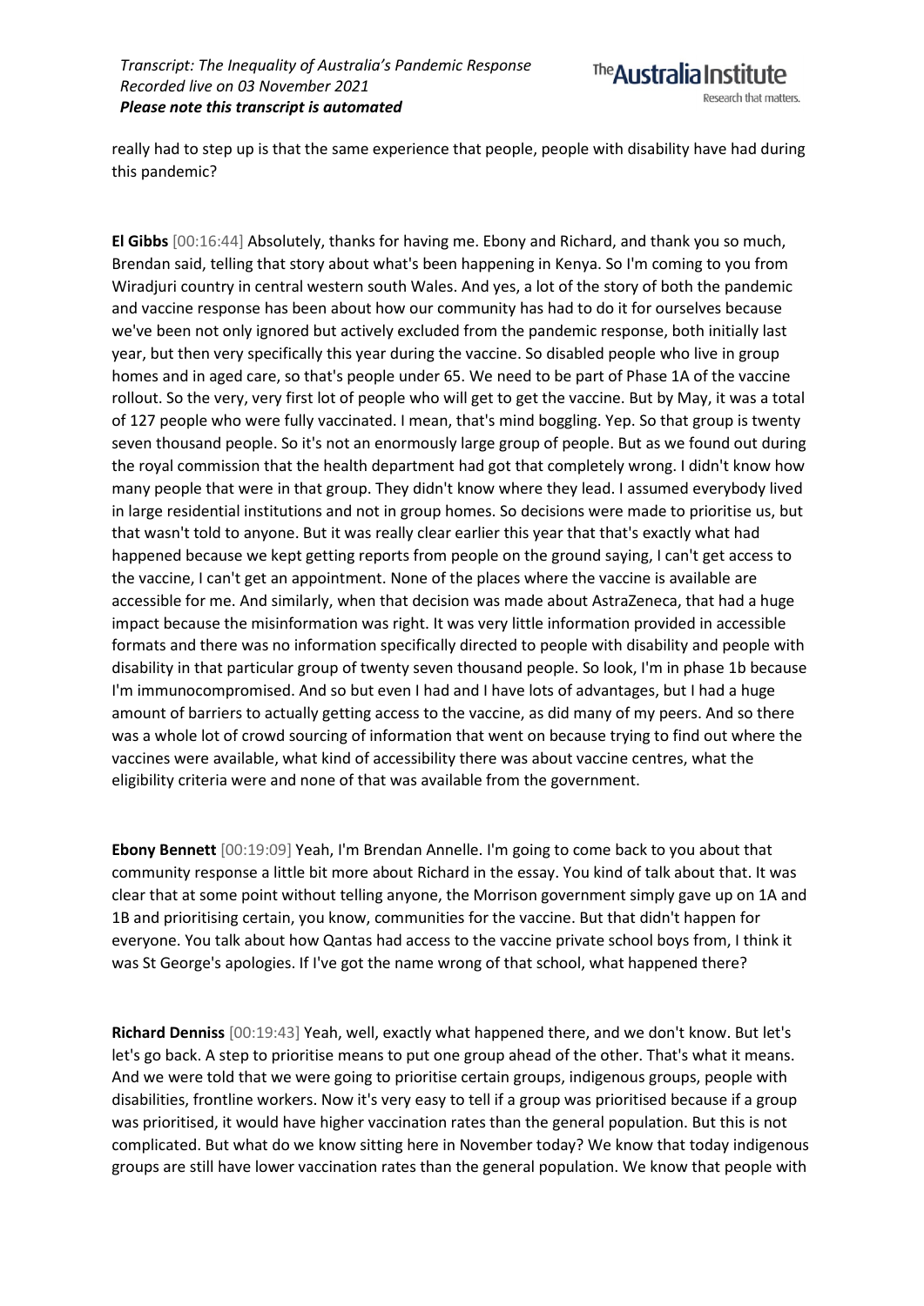really had to step up is that the same experience that people, people with disability have had during this pandemic?

**El Gibbs** [00:16:44] Absolutely, thanks for having me. Ebony and Richard, and thank you so much, Brendan said, telling that story about what's been happening in Kenya. So I'm coming to you from Wiradjuri country in central western south Wales. And yes, a lot of the story of both the pandemic and vaccine response has been about how our community has had to do it for ourselves because we've been not only ignored but actively excluded from the pandemic response, both initially last year, but then very specifically this year during the vaccine. So disabled people who live in group homes and in aged care, so that's people under 65. We need to be part of Phase 1A of the vaccine rollout. So the very, very first lot of people who will get to get the vaccine. But by May, it was a total of 127 people who were fully vaccinated. I mean, that's mind boggling. Yep. So that group is twenty seven thousand people. So it's not an enormously large group of people. But as we found out during the royal commission that the health department had got that completely wrong. I didn't know how many people that were in that group. They didn't know where they lead. I assumed everybody lived in large residential institutions and not in group homes. So decisions were made to prioritise us, but that wasn't told to anyone. But it was really clear earlier this year that that's exactly what had happened because we kept getting reports from people on the ground saying, I can't get access to the vaccine, I can't get an appointment. None of the places where the vaccine is available are accessible for me. And similarly, when that decision was made about AstraZeneca, that had a huge impact because the misinformation was right. It was very little information provided in accessible formats and there was no information specifically directed to people with disability and people with disability in that particular group of twenty seven thousand people. So look, I'm in phase 1b because I'm immunocompromised. And so but even I had and I have lots of advantages, but I had a huge amount of barriers to actually getting access to the vaccine, as did many of my peers. And so there was a whole lot of crowd sourcing of information that went on because trying to find out where the vaccines were available, what kind of accessibility there was about vaccine centres, what the eligibility criteria were and none of that was available from the government.

**Ebony Bennett** [00:19:09] Yeah, I'm Brendan Annelle. I'm going to come back to you about that community response a little bit more about Richard in the essay. You kind of talk about that. It was clear that at some point without telling anyone, the Morrison government simply gave up on 1A and 1B and prioritising certain, you know, communities for the vaccine. But that didn't happen for everyone. You talk about how Qantas had access to the vaccine private school boys from, I think it was St George's apologies. If I've got the name wrong of that school, what happened there?

**Richard Denniss** [00:19:43] Yeah, well, exactly what happened there, and we don't know. But let's let's go back. A step to prioritise means to put one group ahead of the other. That's what it means. And we were told that we were going to prioritise certain groups, indigenous groups, people with disabilities, frontline workers. Now it's very easy to tell if a group was prioritised because if a group was prioritised, it would have higher vaccination rates than the general population. But this is not complicated. But what do we know sitting here in November today? We know that today indigenous groups are still have lower vaccination rates than the general population. We know that people with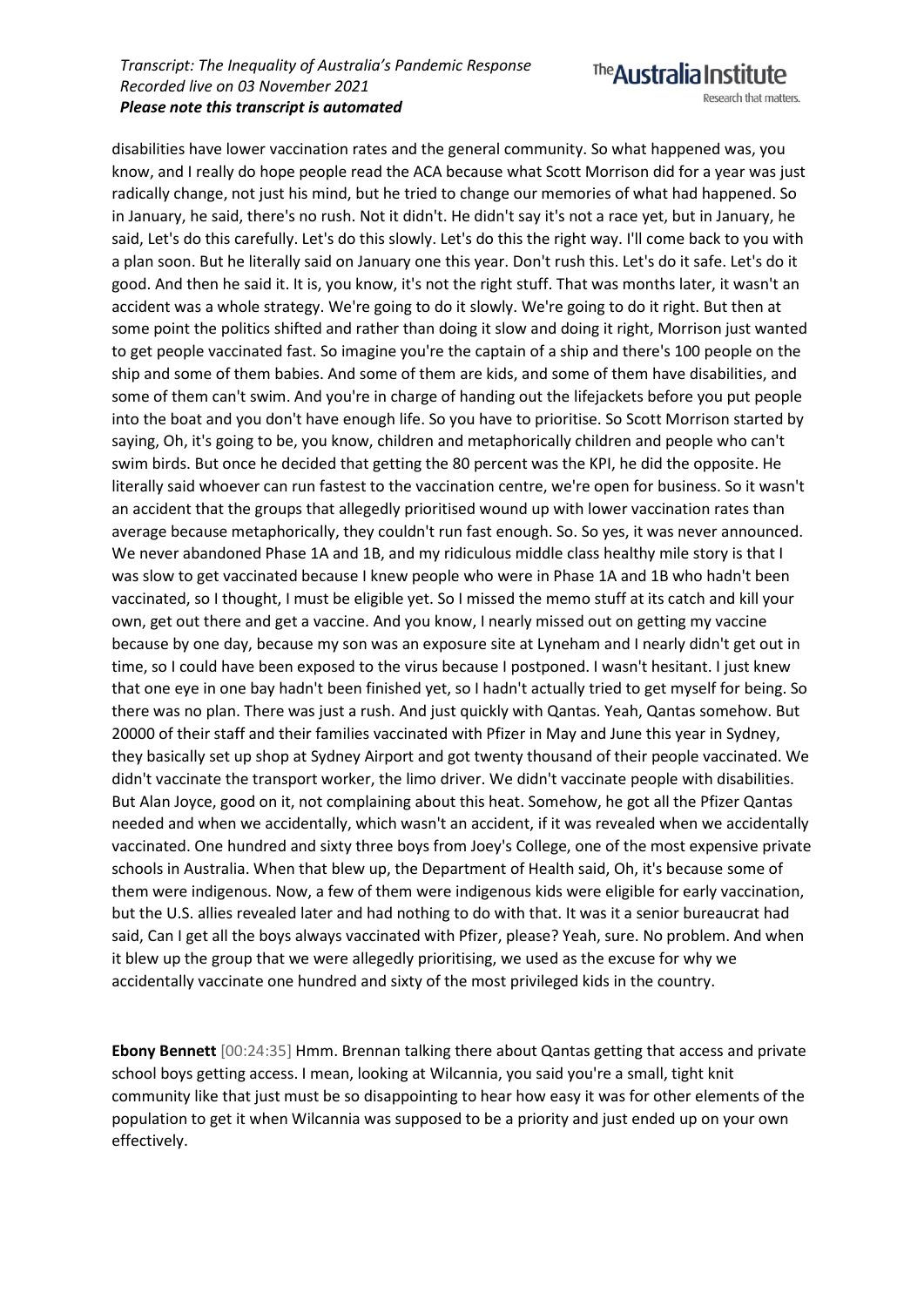disabilities have lower vaccination rates and the general community. So what happened was, you know, and I really do hope people read the ACA because what Scott Morrison did for a year was just radically change, not just his mind, but he tried to change our memories of what had happened. So in January, he said, there's no rush. Not it didn't. He didn't say it's not a race yet, but in January, he said, Let's do this carefully. Let's do this slowly. Let's do this the right way. I'll come back to you with a plan soon. But he literally said on January one this year. Don't rush this. Let's do it safe. Let's do it good. And then he said it. It is, you know, it's not the right stuff. That was months later, it wasn't an accident was a whole strategy. We're going to do it slowly. We're going to do it right. But then at some point the politics shifted and rather than doing it slow and doing it right, Morrison just wanted to get people vaccinated fast. So imagine you're the captain of a ship and there's 100 people on the ship and some of them babies. And some of them are kids, and some of them have disabilities, and some of them can't swim. And you're in charge of handing out the lifejackets before you put people into the boat and you don't have enough life. So you have to prioritise. So Scott Morrison started by saying, Oh, it's going to be, you know, children and metaphorically children and people who can't swim birds. But once he decided that getting the 80 percent was the KPI, he did the opposite. He literally said whoever can run fastest to the vaccination centre, we're open for business. So it wasn't an accident that the groups that allegedly prioritised wound up with lower vaccination rates than average because metaphorically, they couldn't run fast enough. So. So yes, it was never announced. We never abandoned Phase 1A and 1B, and my ridiculous middle class healthy mile story is that I was slow to get vaccinated because I knew people who were in Phase 1A and 1B who hadn't been vaccinated, so I thought, I must be eligible yet. So I missed the memo stuff at its catch and kill your own, get out there and get a vaccine. And you know, I nearly missed out on getting my vaccine because by one day, because my son was an exposure site at Lyneham and I nearly didn't get out in time, so I could have been exposed to the virus because I postponed. I wasn't hesitant. I just knew that one eye in one bay hadn't been finished yet, so I hadn't actually tried to get myself for being. So there was no plan. There was just a rush. And just quickly with Qantas. Yeah, Qantas somehow. But 20000 of their staff and their families vaccinated with Pfizer in May and June this year in Sydney, they basically set up shop at Sydney Airport and got twenty thousand of their people vaccinated. We didn't vaccinate the transport worker, the limo driver. We didn't vaccinate people with disabilities. But Alan Joyce, good on it, not complaining about this heat. Somehow, he got all the Pfizer Qantas needed and when we accidentally, which wasn't an accident, if it was revealed when we accidentally vaccinated. One hundred and sixty three boys from Joey's College, one of the most expensive private schools in Australia. When that blew up, the Department of Health said, Oh, it's because some of them were indigenous. Now, a few of them were indigenous kids were eligible for early vaccination, but the U.S. allies revealed later and had nothing to do with that. It was it a senior bureaucrat had said, Can I get all the boys always vaccinated with Pfizer, please? Yeah, sure. No problem. And when it blew up the group that we were allegedly prioritising, we used as the excuse for why we accidentally vaccinate one hundred and sixty of the most privileged kids in the country.

**Ebony Bennett** [00:24:35] Hmm. Brennan talking there about Qantas getting that access and private school boys getting access. I mean, looking at Wilcannia, you said you're a small, tight knit community like that just must be so disappointing to hear how easy it was for other elements of the population to get it when Wilcannia was supposed to be a priority and just ended up on your own effectively.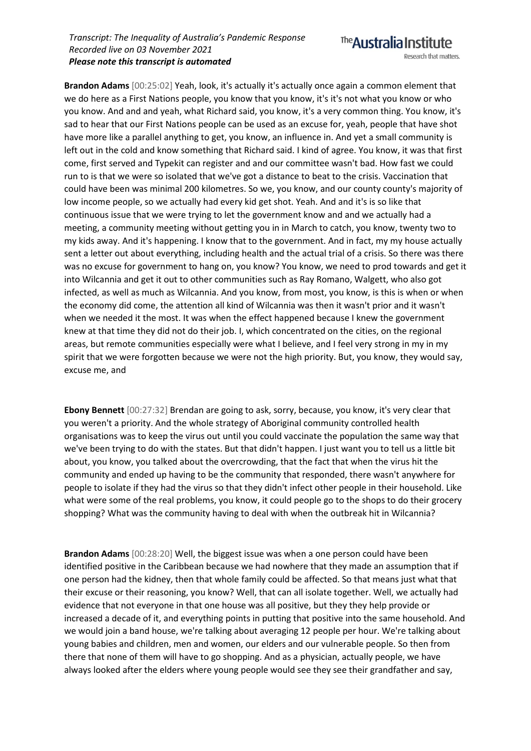**Brandon Adams** [00:25:02] Yeah, look, it's actually it's actually once again a common element that we do here as a First Nations people, you know that you know, it's it's not what you know or who you know. And and and yeah, what Richard said, you know, it's a very common thing. You know, it's sad to hear that our First Nations people can be used as an excuse for, yeah, people that have shot have more like a parallel anything to get, you know, an influence in. And yet a small community is left out in the cold and know something that Richard said. I kind of agree. You know, it was that first come, first served and Typekit can register and and our committee wasn't bad. How fast we could run to is that we were so isolated that we've got a distance to beat to the crisis. Vaccination that could have been was minimal 200 kilometres. So we, you know, and our county county's majority of low income people, so we actually had every kid get shot. Yeah. And and it's is so like that continuous issue that we were trying to let the government know and and we actually had a meeting, a community meeting without getting you in in March to catch, you know, twenty two to my kids away. And it's happening. I know that to the government. And in fact, my my house actually sent a letter out about everything, including health and the actual trial of a crisis. So there was there was no excuse for government to hang on, you know? You know, we need to prod towards and get it into Wilcannia and get it out to other communities such as Ray Romano, Walgett, who also got infected, as well as much as Wilcannia. And you know, from most, you know, is this is when or when the economy did come, the attention all kind of Wilcannia was then it wasn't prior and it wasn't when we needed it the most. It was when the effect happened because I knew the government knew at that time they did not do their job. I, which concentrated on the cities, on the regional areas, but remote communities especially were what I believe, and I feel very strong in my in my spirit that we were forgotten because we were not the high priority. But, you know, they would say, excuse me, and

**Ebony Bennett** [00:27:32] Brendan are going to ask, sorry, because, you know, it's very clear that you weren't a priority. And the whole strategy of Aboriginal community controlled health organisations was to keep the virus out until you could vaccinate the population the same way that we've been trying to do with the states. But that didn't happen. I just want you to tell us a little bit about, you know, you talked about the overcrowding, that the fact that when the virus hit the community and ended up having to be the community that responded, there wasn't anywhere for people to isolate if they had the virus so that they didn't infect other people in their household. Like what were some of the real problems, you know, it could people go to the shops to do their grocery shopping? What was the community having to deal with when the outbreak hit in Wilcannia?

**Brandon Adams** [00:28:20] Well, the biggest issue was when a one person could have been identified positive in the Caribbean because we had nowhere that they made an assumption that if one person had the kidney, then that whole family could be affected. So that means just what that their excuse or their reasoning, you know? Well, that can all isolate together. Well, we actually had evidence that not everyone in that one house was all positive, but they they help provide or increased a decade of it, and everything points in putting that positive into the same household. And we would join a band house, we're talking about averaging 12 people per hour. We're talking about young babies and children, men and women, our elders and our vulnerable people. So then from there that none of them will have to go shopping. And as a physician, actually people, we have always looked after the elders where young people would see they see their grandfather and say,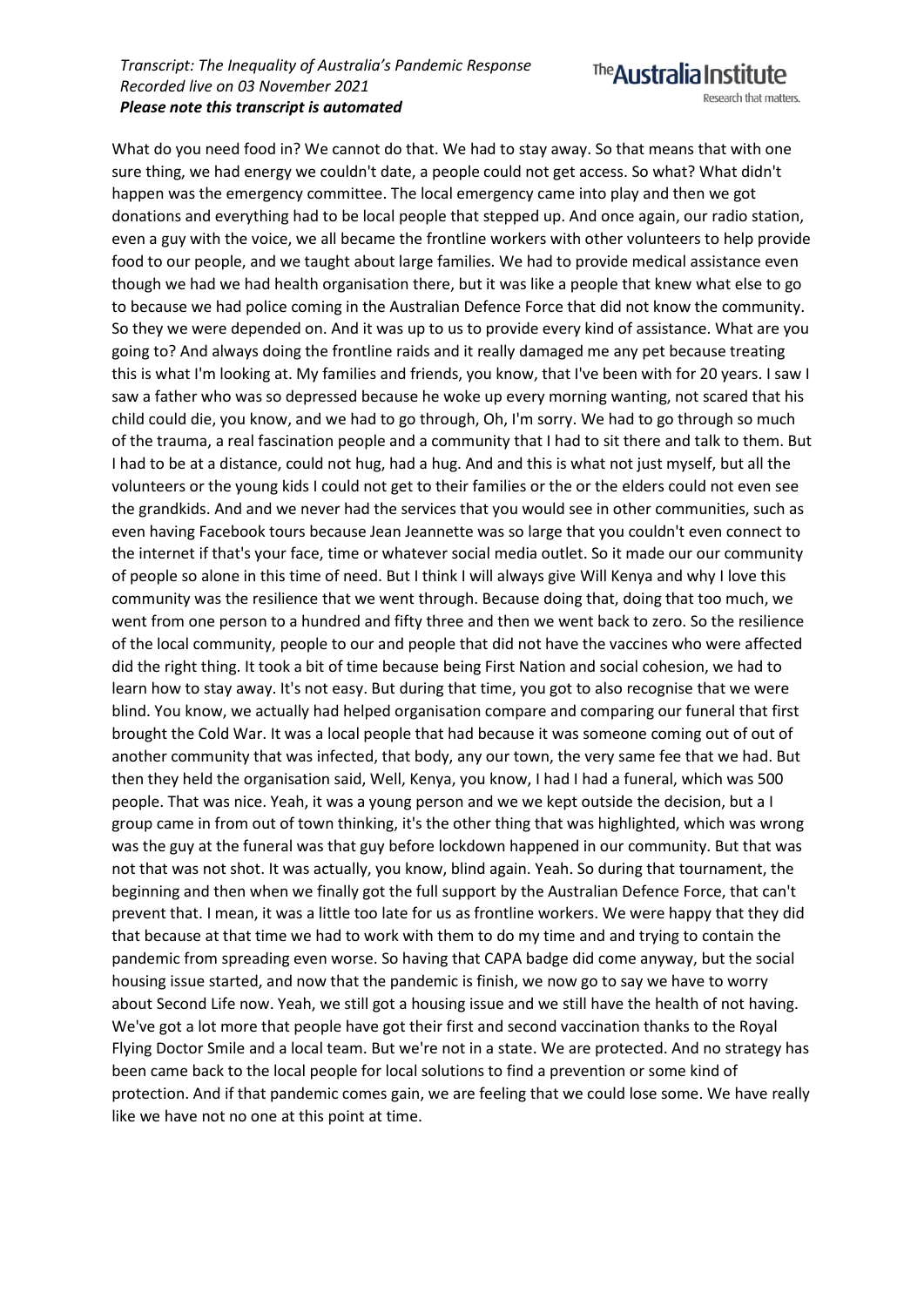What do you need food in? We cannot do that. We had to stay away. So that means that with one sure thing, we had energy we couldn't date, a people could not get access. So what? What didn't happen was the emergency committee. The local emergency came into play and then we got donations and everything had to be local people that stepped up. And once again, our radio station, even a guy with the voice, we all became the frontline workers with other volunteers to help provide food to our people, and we taught about large families. We had to provide medical assistance even though we had we had health organisation there, but it was like a people that knew what else to go to because we had police coming in the Australian Defence Force that did not know the community. So they we were depended on. And it was up to us to provide every kind of assistance. What are you going to? And always doing the frontline raids and it really damaged me any pet because treating this is what I'm looking at. My families and friends, you know, that I've been with for 20 years. I saw I saw a father who was so depressed because he woke up every morning wanting, not scared that his child could die, you know, and we had to go through, Oh, I'm sorry. We had to go through so much of the trauma, a real fascination people and a community that I had to sit there and talk to them. But I had to be at a distance, could not hug, had a hug. And and this is what not just myself, but all the volunteers or the young kids I could not get to their families or the or the elders could not even see the grandkids. And and we never had the services that you would see in other communities, such as even having Facebook tours because Jean Jeannette was so large that you couldn't even connect to the internet if that's your face, time or whatever social media outlet. So it made our our community of people so alone in this time of need. But I think I will always give Will Kenya and why I love this community was the resilience that we went through. Because doing that, doing that too much, we went from one person to a hundred and fifty three and then we went back to zero. So the resilience of the local community, people to our and people that did not have the vaccines who were affected did the right thing. It took a bit of time because being First Nation and social cohesion, we had to learn how to stay away. It's not easy. But during that time, you got to also recognise that we were blind. You know, we actually had helped organisation compare and comparing our funeral that first brought the Cold War. It was a local people that had because it was someone coming out of out of another community that was infected, that body, any our town, the very same fee that we had. But then they held the organisation said, Well, Kenya, you know, I had I had a funeral, which was 500 people. That was nice. Yeah, it was a young person and we we kept outside the decision, but a I group came in from out of town thinking, it's the other thing that was highlighted, which was wrong was the guy at the funeral was that guy before lockdown happened in our community. But that was not that was not shot. It was actually, you know, blind again. Yeah. So during that tournament, the beginning and then when we finally got the full support by the Australian Defence Force, that can't prevent that. I mean, it was a little too late for us as frontline workers. We were happy that they did that because at that time we had to work with them to do my time and and trying to contain the pandemic from spreading even worse. So having that CAPA badge did come anyway, but the social housing issue started, and now that the pandemic is finish, we now go to say we have to worry about Second Life now. Yeah, we still got a housing issue and we still have the health of not having. We've got a lot more that people have got their first and second vaccination thanks to the Royal Flying Doctor Smile and a local team. But we're not in a state. We are protected. And no strategy has been came back to the local people for local solutions to find a prevention or some kind of protection. And if that pandemic comes gain, we are feeling that we could lose some. We have really like we have not no one at this point at time.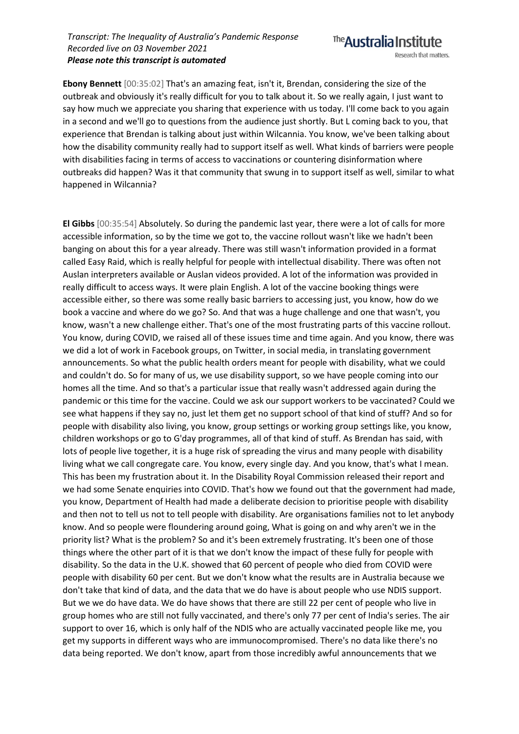**Ebony Bennett** [00:35:02] That's an amazing feat, isn't it, Brendan, considering the size of the outbreak and obviously it's really difficult for you to talk about it. So we really again, I just want to say how much we appreciate you sharing that experience with us today. I'll come back to you again in a second and we'll go to questions from the audience just shortly. But L coming back to you, that experience that Brendan is talking about just within Wilcannia. You know, we've been talking about how the disability community really had to support itself as well. What kinds of barriers were people with disabilities facing in terms of access to vaccinations or countering disinformation where outbreaks did happen? Was it that community that swung in to support itself as well, similar to what happened in Wilcannia?

**El Gibbs** [00:35:54] Absolutely. So during the pandemic last year, there were a lot of calls for more accessible information, so by the time we got to, the vaccine rollout wasn't like we hadn't been banging on about this for a year already. There was still wasn't information provided in a format called Easy Raid, which is really helpful for people with intellectual disability. There was often not Auslan interpreters available or Auslan videos provided. A lot of the information was provided in really difficult to access ways. It were plain English. A lot of the vaccine booking things were accessible either, so there was some really basic barriers to accessing just, you know, how do we book a vaccine and where do we go? So. And that was a huge challenge and one that wasn't, you know, wasn't a new challenge either. That's one of the most frustrating parts of this vaccine rollout. You know, during COVID, we raised all of these issues time and time again. And you know, there was we did a lot of work in Facebook groups, on Twitter, in social media, in translating government announcements. So what the public health orders meant for people with disability, what we could and couldn't do. So for many of us, we use disability support, so we have people coming into our homes all the time. And so that's a particular issue that really wasn't addressed again during the pandemic or this time for the vaccine. Could we ask our support workers to be vaccinated? Could we see what happens if they say no, just let them get no support school of that kind of stuff? And so for people with disability also living, you know, group settings or working group settings like, you know, children workshops or go to G'day programmes, all of that kind of stuff. As Brendan has said, with lots of people live together, it is a huge risk of spreading the virus and many people with disability living what we call congregate care. You know, every single day. And you know, that's what I mean. This has been my frustration about it. In the Disability Royal Commission released their report and we had some Senate enquiries into COVID. That's how we found out that the government had made, you know, Department of Health had made a deliberate decision to prioritise people with disability and then not to tell us not to tell people with disability. Are organisations families not to let anybody know. And so people were floundering around going, What is going on and why aren't we in the priority list? What is the problem? So and it's been extremely frustrating. It's been one of those things where the other part of it is that we don't know the impact of these fully for people with disability. So the data in the U.K. showed that 60 percent of people who died from COVID were people with disability 60 per cent. But we don't know what the results are in Australia because we don't take that kind of data, and the data that we do have is about people who use NDIS support. But we we do have data. We do have shows that there are still 22 per cent of people who live in group homes who are still not fully vaccinated, and there's only 77 per cent of India's series. The air support to over 16, which is only half of the NDIS who are actually vaccinated people like me, you get my supports in different ways who are immunocompromised. There's no data like there's no data being reported. We don't know, apart from those incredibly awful announcements that we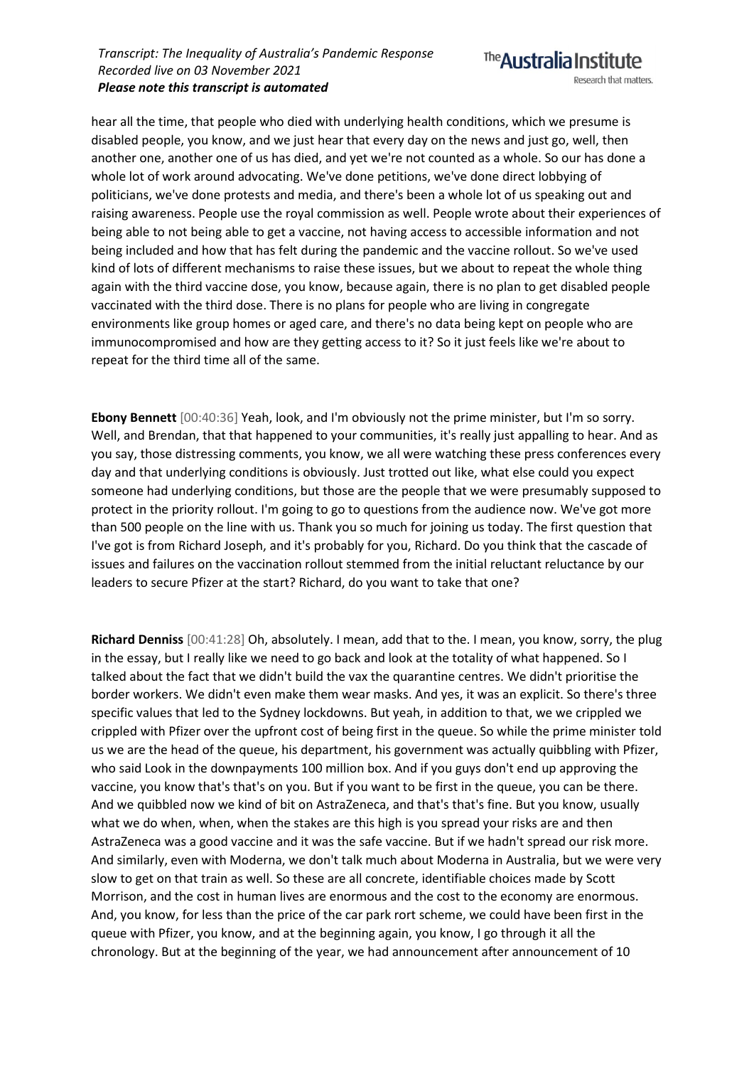hear all the time, that people who died with underlying health conditions, which we presume is disabled people, you know, and we just hear that every day on the news and just go, well, then another one, another one of us has died, and yet we're not counted as a whole. So our has done a whole lot of work around advocating. We've done petitions, we've done direct lobbying of politicians, we've done protests and media, and there's been a whole lot of us speaking out and raising awareness. People use the royal commission as well. People wrote about their experiences of being able to not being able to get a vaccine, not having access to accessible information and not being included and how that has felt during the pandemic and the vaccine rollout. So we've used kind of lots of different mechanisms to raise these issues, but we about to repeat the whole thing again with the third vaccine dose, you know, because again, there is no plan to get disabled people vaccinated with the third dose. There is no plans for people who are living in congregate environments like group homes or aged care, and there's no data being kept on people who are immunocompromised and how are they getting access to it? So it just feels like we're about to repeat for the third time all of the same.

**Ebony Bennett** [00:40:36] Yeah, look, and I'm obviously not the prime minister, but I'm so sorry. Well, and Brendan, that that happened to your communities, it's really just appalling to hear. And as you say, those distressing comments, you know, we all were watching these press conferences every day and that underlying conditions is obviously. Just trotted out like, what else could you expect someone had underlying conditions, but those are the people that we were presumably supposed to protect in the priority rollout. I'm going to go to questions from the audience now. We've got more than 500 people on the line with us. Thank you so much for joining us today. The first question that I've got is from Richard Joseph, and it's probably for you, Richard. Do you think that the cascade of issues and failures on the vaccination rollout stemmed from the initial reluctant reluctance by our leaders to secure Pfizer at the start? Richard, do you want to take that one?

**Richard Denniss** [00:41:28] Oh, absolutely. I mean, add that to the. I mean, you know, sorry, the plug in the essay, but I really like we need to go back and look at the totality of what happened. So I talked about the fact that we didn't build the vax the quarantine centres. We didn't prioritise the border workers. We didn't even make them wear masks. And yes, it was an explicit. So there's three specific values that led to the Sydney lockdowns. But yeah, in addition to that, we we crippled we crippled with Pfizer over the upfront cost of being first in the queue. So while the prime minister told us we are the head of the queue, his department, his government was actually quibbling with Pfizer, who said Look in the downpayments 100 million box. And if you guys don't end up approving the vaccine, you know that's that's on you. But if you want to be first in the queue, you can be there. And we quibbled now we kind of bit on AstraZeneca, and that's that's fine. But you know, usually what we do when, when, when the stakes are this high is you spread your risks are and then AstraZeneca was a good vaccine and it was the safe vaccine. But if we hadn't spread our risk more. And similarly, even with Moderna, we don't talk much about Moderna in Australia, but we were very slow to get on that train as well. So these are all concrete, identifiable choices made by Scott Morrison, and the cost in human lives are enormous and the cost to the economy are enormous. And, you know, for less than the price of the car park rort scheme, we could have been first in the queue with Pfizer, you know, and at the beginning again, you know, I go through it all the chronology. But at the beginning of the year, we had announcement after announcement of 10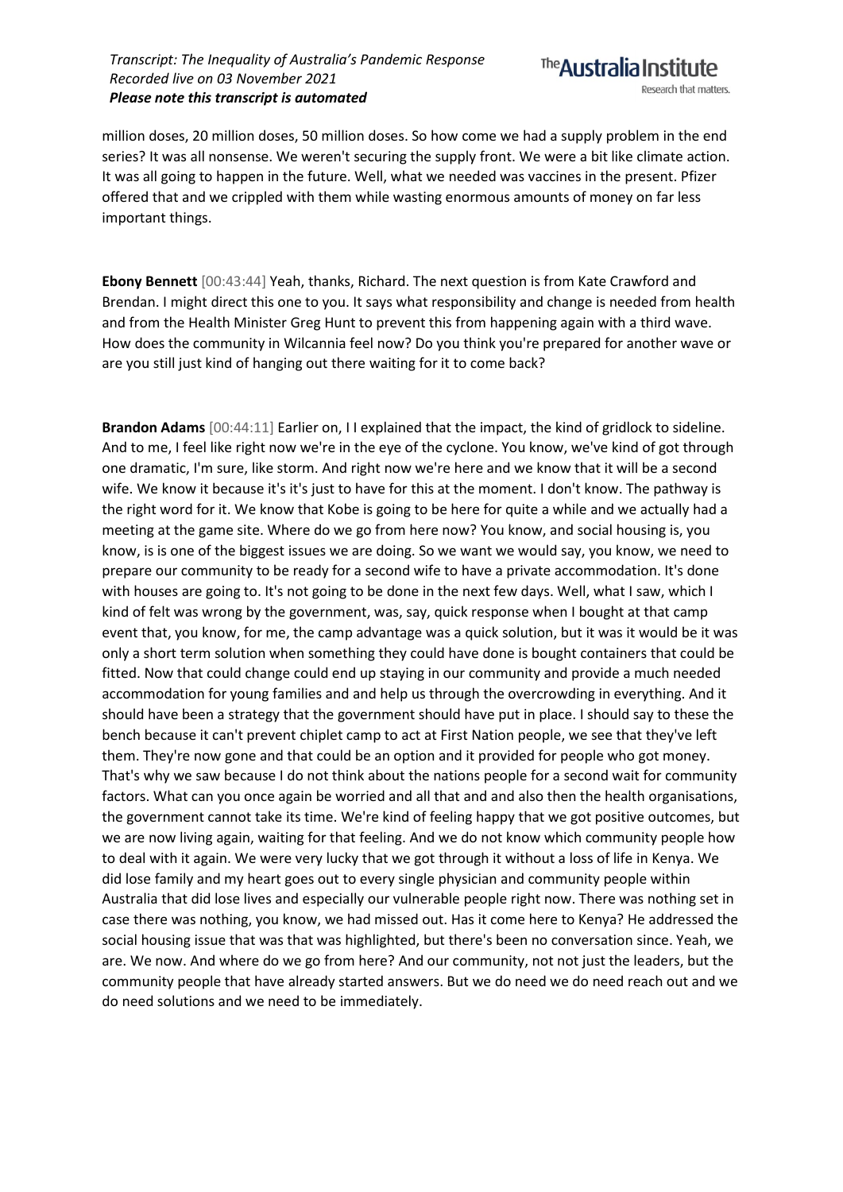million doses, 20 million doses, 50 million doses. So how come we had a supply problem in the end series? It was all nonsense. We weren't securing the supply front. We were a bit like climate action. It was all going to happen in the future. Well, what we needed was vaccines in the present. Pfizer offered that and we crippled with them while wasting enormous amounts of money on far less important things.

**Ebony Bennett** [00:43:44] Yeah, thanks, Richard. The next question is from Kate Crawford and Brendan. I might direct this one to you. It says what responsibility and change is needed from health and from the Health Minister Greg Hunt to prevent this from happening again with a third wave. How does the community in Wilcannia feel now? Do you think you're prepared for another wave or are you still just kind of hanging out there waiting for it to come back?

**Brandon Adams** [00:44:11] Earlier on, I I explained that the impact, the kind of gridlock to sideline. And to me, I feel like right now we're in the eye of the cyclone. You know, we've kind of got through one dramatic, I'm sure, like storm. And right now we're here and we know that it will be a second wife. We know it because it's it's just to have for this at the moment. I don't know. The pathway is the right word for it. We know that Kobe is going to be here for quite a while and we actually had a meeting at the game site. Where do we go from here now? You know, and social housing is, you know, is is one of the biggest issues we are doing. So we want we would say, you know, we need to prepare our community to be ready for a second wife to have a private accommodation. It's done with houses are going to. It's not going to be done in the next few days. Well, what I saw, which I kind of felt was wrong by the government, was, say, quick response when I bought at that camp event that, you know, for me, the camp advantage was a quick solution, but it was it would be it was only a short term solution when something they could have done is bought containers that could be fitted. Now that could change could end up staying in our community and provide a much needed accommodation for young families and and help us through the overcrowding in everything. And it should have been a strategy that the government should have put in place. I should say to these the bench because it can't prevent chiplet camp to act at First Nation people, we see that they've left them. They're now gone and that could be an option and it provided for people who got money. That's why we saw because I do not think about the nations people for a second wait for community factors. What can you once again be worried and all that and and also then the health organisations, the government cannot take its time. We're kind of feeling happy that we got positive outcomes, but we are now living again, waiting for that feeling. And we do not know which community people how to deal with it again. We were very lucky that we got through it without a loss of life in Kenya. We did lose family and my heart goes out to every single physician and community people within Australia that did lose lives and especially our vulnerable people right now. There was nothing set in case there was nothing, you know, we had missed out. Has it come here to Kenya? He addressed the social housing issue that was that was highlighted, but there's been no conversation since. Yeah, we are. We now. And where do we go from here? And our community, not not just the leaders, but the community people that have already started answers. But we do need we do need reach out and we do need solutions and we need to be immediately.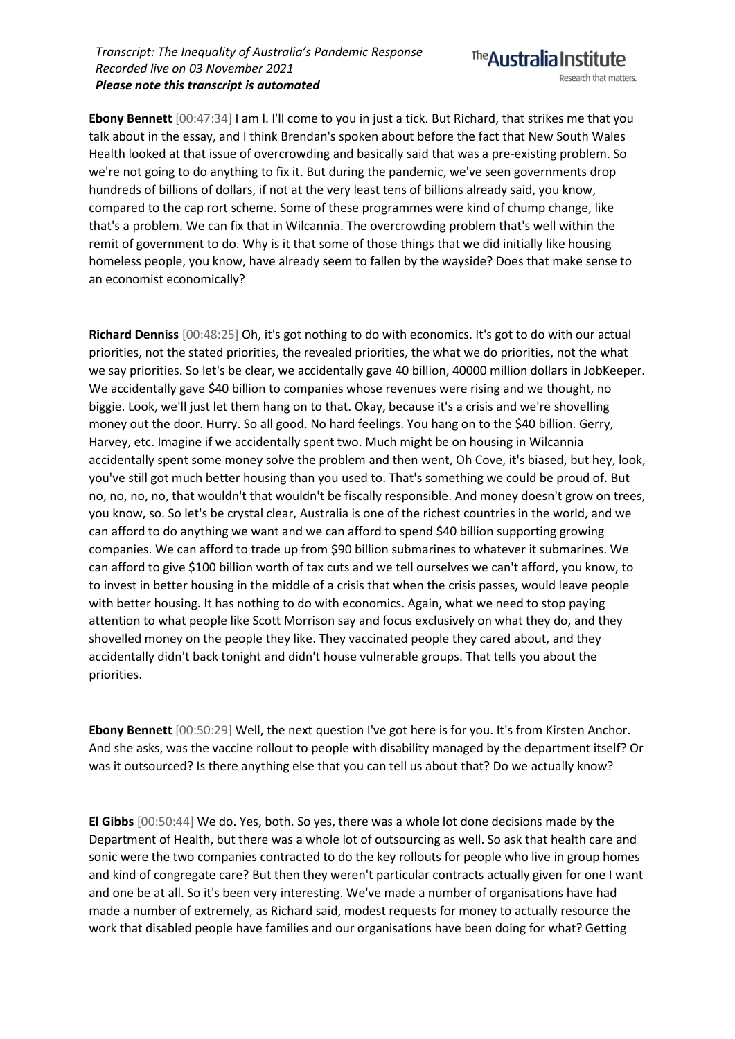**Ebony Bennett** [00:47:34] I am l. I'll come to you in just a tick. But Richard, that strikes me that you talk about in the essay, and I think Brendan's spoken about before the fact that New South Wales Health looked at that issue of overcrowding and basically said that was a pre-existing problem. So we're not going to do anything to fix it. But during the pandemic, we've seen governments drop hundreds of billions of dollars, if not at the very least tens of billions already said, you know, compared to the cap rort scheme. Some of these programmes were kind of chump change, like that's a problem. We can fix that in Wilcannia. The overcrowding problem that's well within the remit of government to do. Why is it that some of those things that we did initially like housing homeless people, you know, have already seem to fallen by the wayside? Does that make sense to an economist economically?

**Richard Denniss** [00:48:25] Oh, it's got nothing to do with economics. It's got to do with our actual priorities, not the stated priorities, the revealed priorities, the what we do priorities, not the what we say priorities. So let's be clear, we accidentally gave 40 billion, 40000 million dollars in JobKeeper. We accidentally gave $40 billion to companies whose revenues were rising and we thought, no biggie. Look, we'll just let them hang on to that. Okay, because it's a crisis and we're shovelling money out the door. Hurry. So all good. No hard feelings. You hang on to the $40 billion. Gerry, Harvey, etc. Imagine if we accidentally spent two. Much might be on housing in Wilcannia accidentally spent some money solve the problem and then went, Oh Cove, it's biased, but hey, look, you've still got much better housing than you used to. That's something we could be proud of. But no, no, no, no, that wouldn't that wouldn't be fiscally responsible. And money doesn't grow on trees, you know, so. So let's be crystal clear, Australia is one of the richest countries in the world, and we can afford to do anything we want and we can afford to spend $40 billion supporting growing companies. We can afford to trade up from $90 billion submarines to whatever it submarines. We can afford to give $100 billion worth of tax cuts and we tell ourselves we can't afford, you know, to to invest in better housing in the middle of a crisis that when the crisis passes, would leave people with better housing. It has nothing to do with economics. Again, what we need to stop paying attention to what people like Scott Morrison say and focus exclusively on what they do, and they shovelled money on the people they like. They vaccinated people they cared about, and they accidentally didn't back tonight and didn't house vulnerable groups. That tells you about the priorities.

**Ebony Bennett** [00:50:29] Well, the next question I've got here is for you. It's from Kirsten Anchor. And she asks, was the vaccine rollout to people with disability managed by the department itself? Or was it outsourced? Is there anything else that you can tell us about that? Do we actually know?

**El Gibbs** [00:50:44] We do. Yes, both. So yes, there was a whole lot done decisions made by the Department of Health, but there was a whole lot of outsourcing as well. So ask that health care and sonic were the two companies contracted to do the key rollouts for people who live in group homes and kind of congregate care? But then they weren't particular contracts actually given for one I want and one be at all. So it's been very interesting. We've made a number of organisations have had made a number of extremely, as Richard said, modest requests for money to actually resource the work that disabled people have families and our organisations have been doing for what? Getting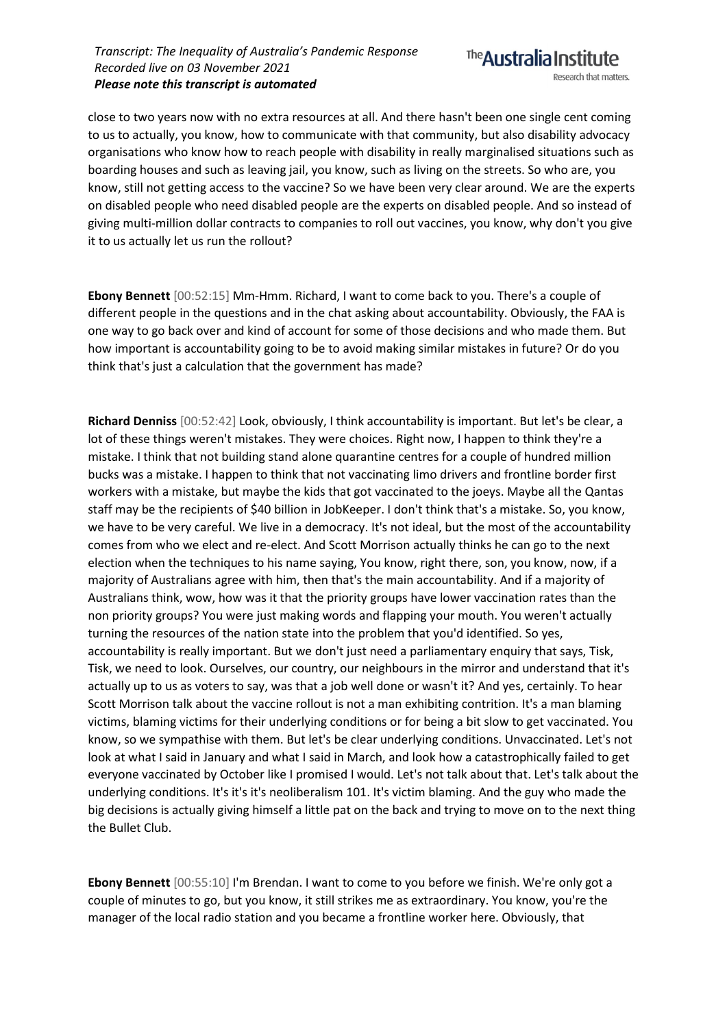close to two years now with no extra resources at all. And there hasn't been one single cent coming to us to actually, you know, how to communicate with that community, but also disability advocacy organisations who know how to reach people with disability in really marginalised situations such as boarding houses and such as leaving jail, you know, such as living on the streets. So who are, you know, still not getting access to the vaccine? So we have been very clear around. We are the experts on disabled people who need disabled people are the experts on disabled people. And so instead of giving multi-million dollar contracts to companies to roll out vaccines, you know, why don't you give it to us actually let us run the rollout?

**Ebony Bennett** [00:52:15] Mm-Hmm. Richard, I want to come back to you. There's a couple of different people in the questions and in the chat asking about accountability. Obviously, the FAA is one way to go back over and kind of account for some of those decisions and who made them. But how important is accountability going to be to avoid making similar mistakes in future? Or do you think that's just a calculation that the government has made?

**Richard Denniss** [00:52:42] Look, obviously, I think accountability is important. But let's be clear, a lot of these things weren't mistakes. They were choices. Right now, I happen to think they're a mistake. I think that not building stand alone quarantine centres for a couple of hundred million bucks was a mistake. I happen to think that not vaccinating limo drivers and frontline border first workers with a mistake, but maybe the kids that got vaccinated to the joeys. Maybe all the Qantas staff may be the recipients of $40 billion in JobKeeper. I don't think that's a mistake. So, you know, we have to be very careful. We live in a democracy. It's not ideal, but the most of the accountability comes from who we elect and re-elect. And Scott Morrison actually thinks he can go to the next election when the techniques to his name saying, You know, right there, son, you know, now, if a majority of Australians agree with him, then that's the main accountability. And if a majority of Australians think, wow, how was it that the priority groups have lower vaccination rates than the non priority groups? You were just making words and flapping your mouth. You weren't actually turning the resources of the nation state into the problem that you'd identified. So yes, accountability is really important. But we don't just need a parliamentary enquiry that says, Tisk, Tisk, we need to look. Ourselves, our country, our neighbours in the mirror and understand that it's actually up to us as voters to say, was that a job well done or wasn't it? And yes, certainly. To hear Scott Morrison talk about the vaccine rollout is not a man exhibiting contrition. It's a man blaming victims, blaming victims for their underlying conditions or for being a bit slow to get vaccinated. You know, so we sympathise with them. But let's be clear underlying conditions. Unvaccinated. Let's not look at what I said in January and what I said in March, and look how a catastrophically failed to get everyone vaccinated by October like I promised I would. Let's not talk about that. Let's talk about the underlying conditions. It's it's it's neoliberalism 101. It's victim blaming. And the guy who made the big decisions is actually giving himself a little pat on the back and trying to move on to the next thing the Bullet Club.

**Ebony Bennett** [00:55:10] I'm Brendan. I want to come to you before we finish. We're only got a couple of minutes to go, but you know, it still strikes me as extraordinary. You know, you're the manager of the local radio station and you became a frontline worker here. Obviously, that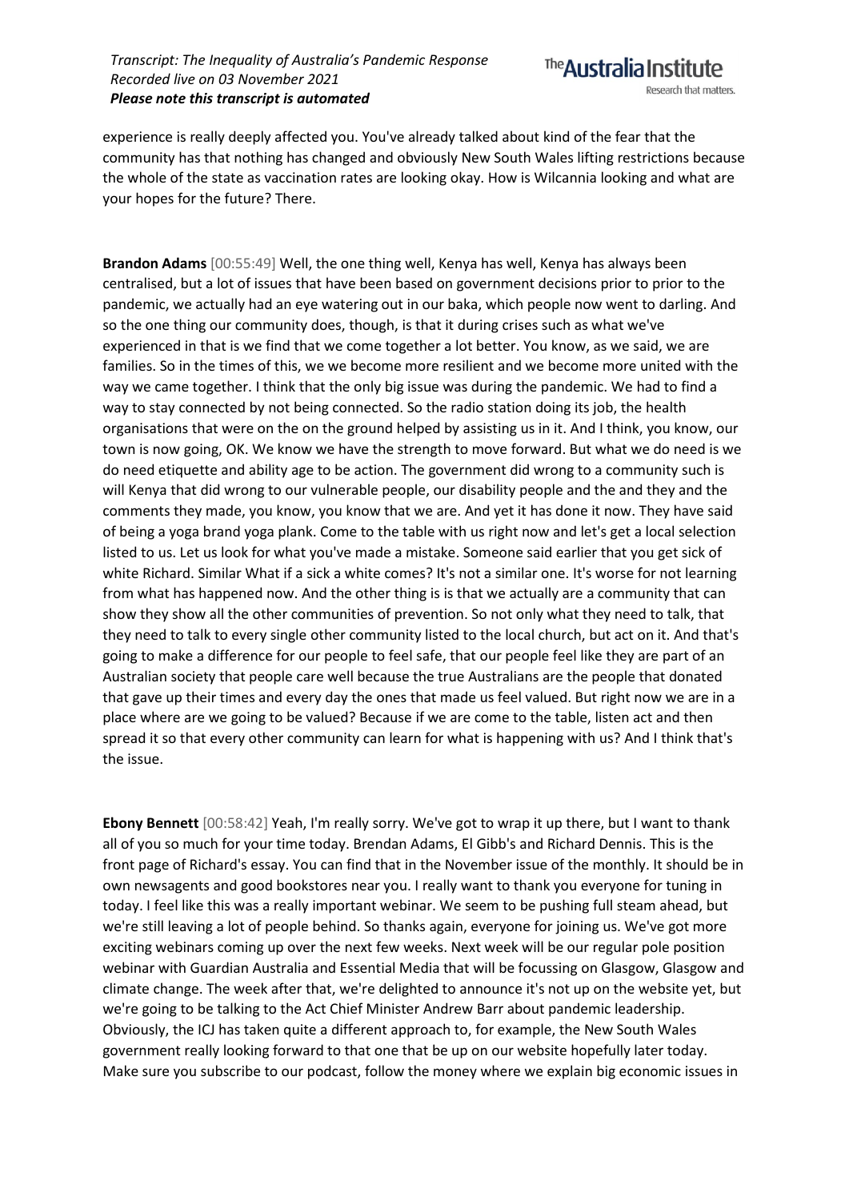experience is really deeply affected you. You've already talked about kind of the fear that the community has that nothing has changed and obviously New South Wales lifting restrictions because the whole of the state as vaccination rates are looking okay. How is Wilcannia looking and what are your hopes for the future? There.

**Brandon Adams** [00:55:49] Well, the one thing well, Kenya has well, Kenya has always been centralised, but a lot of issues that have been based on government decisions prior to prior to the pandemic, we actually had an eye watering out in our baka, which people now went to darling. And so the one thing our community does, though, is that it during crises such as what we've experienced in that is we find that we come together a lot better. You know, as we said, we are families. So in the times of this, we we become more resilient and we become more united with the way we came together. I think that the only big issue was during the pandemic. We had to find a way to stay connected by not being connected. So the radio station doing its job, the health organisations that were on the on the ground helped by assisting us in it. And I think, you know, our town is now going, OK. We know we have the strength to move forward. But what we do need is we do need etiquette and ability age to be action. The government did wrong to a community such is will Kenya that did wrong to our vulnerable people, our disability people and the and they and the comments they made, you know, you know that we are. And yet it has done it now. They have said of being a yoga brand yoga plank. Come to the table with us right now and let's get a local selection listed to us. Let us look for what you've made a mistake. Someone said earlier that you get sick of white Richard. Similar What if a sick a white comes? It's not a similar one. It's worse for not learning from what has happened now. And the other thing is is that we actually are a community that can show they show all the other communities of prevention. So not only what they need to talk, that they need to talk to every single other community listed to the local church, but act on it. And that's going to make a difference for our people to feel safe, that our people feel like they are part of an Australian society that people care well because the true Australians are the people that donated that gave up their times and every day the ones that made us feel valued. But right now we are in a place where are we going to be valued? Because if we are come to the table, listen act and then spread it so that every other community can learn for what is happening with us? And I think that's the issue.

**Ebony Bennett** [00:58:42] Yeah, I'm really sorry. We've got to wrap it up there, but I want to thank all of you so much for your time today. Brendan Adams, El Gibb's and Richard Dennis. This is the front page of Richard's essay. You can find that in the November issue of the monthly. It should be in own newsagents and good bookstores near you. I really want to thank you everyone for tuning in today. I feel like this was a really important webinar. We seem to be pushing full steam ahead, but we're still leaving a lot of people behind. So thanks again, everyone for joining us. We've got more exciting webinars coming up over the next few weeks. Next week will be our regular pole position webinar with Guardian Australia and Essential Media that will be focussing on Glasgow, Glasgow and climate change. The week after that, we're delighted to announce it's not up on the website yet, but we're going to be talking to the Act Chief Minister Andrew Barr about pandemic leadership. Obviously, the ICJ has taken quite a different approach to, for example, the New South Wales government really looking forward to that one that be up on our website hopefully later today. Make sure you subscribe to our podcast, follow the money where we explain big economic issues in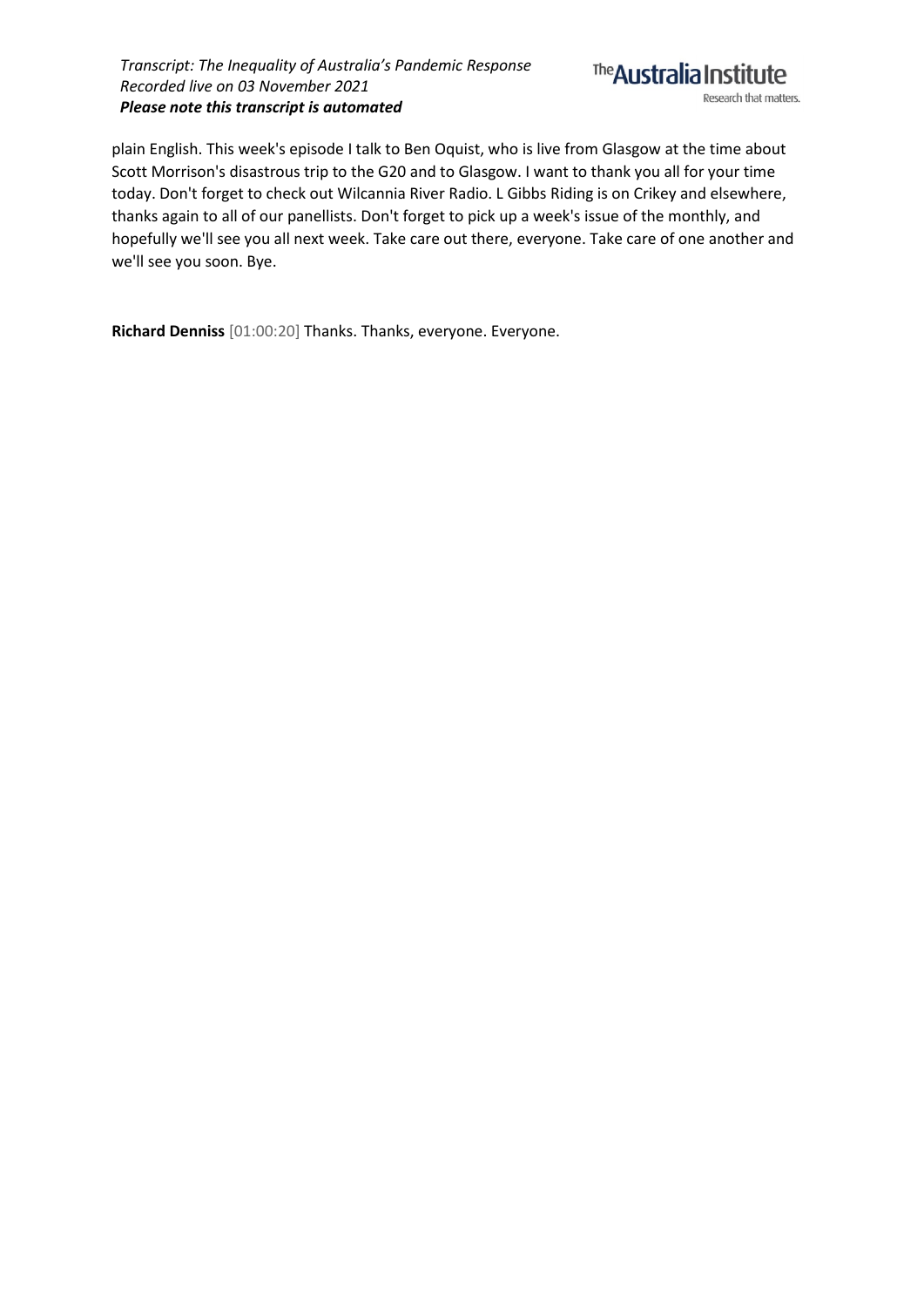plain English. This week's episode I talk to Ben Oquist, who is live from Glasgow at the time about Scott Morrison's disastrous trip to the G20 and to Glasgow. I want to thank you all for your time today. Don't forget to check out Wilcannia River Radio. L Gibbs Riding is on Crikey and elsewhere, thanks again to all of our panellists. Don't forget to pick up a week's issue of the monthly, and hopefully we'll see you all next week. Take care out there, everyone. Take care of one another and we'll see you soon. Bye.

**Richard Denniss** [01:00:20] Thanks. Thanks, everyone. Everyone.